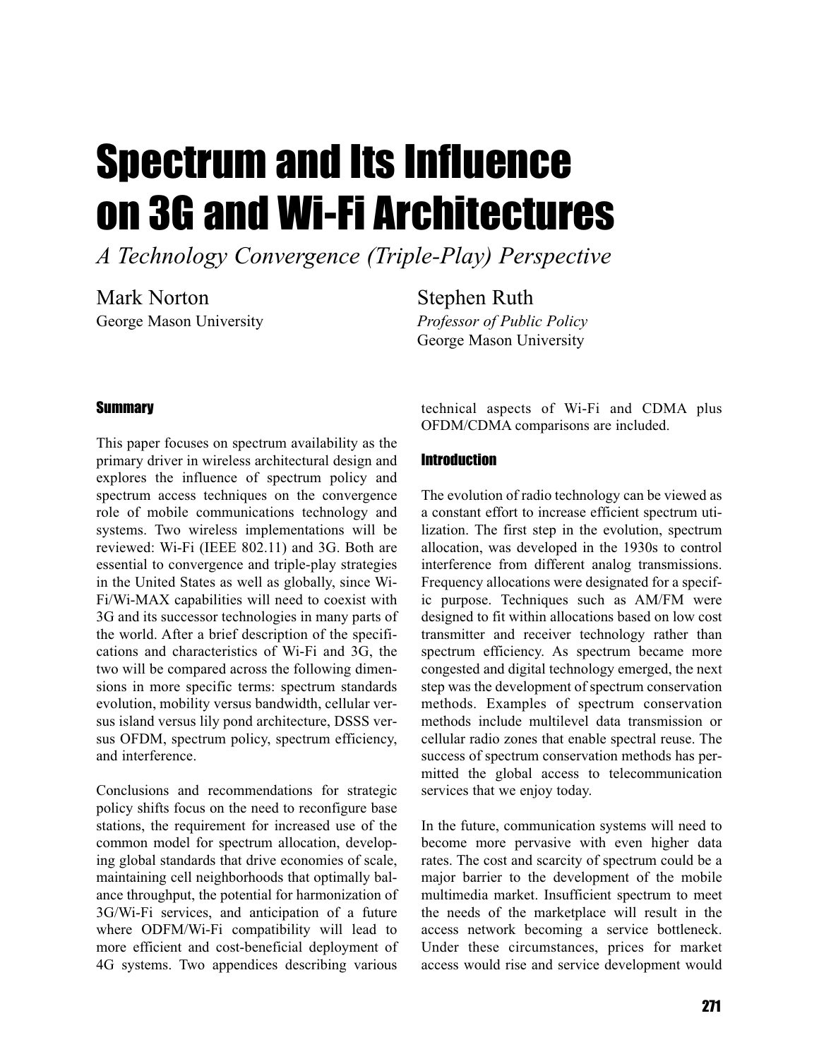# Spectrum and Its Influence on 3G and Wi-Fi Architectures

*A Technology Convergence (Triple-Play) Perspective*

Mark Norton
George Mason University

Stephen Ruth
*Professor of Public Policy*
George Mason University

## Summary

This paper focuses on spectrum availability as the primary driver in wireless architectural design and explores the influence of spectrum policy and spectrum access techniques on the convergence role of mobile communications technology and systems. Two wireless implementations will be reviewed: Wi-Fi (IEEE 802.11) and 3G. Both are essential to convergence and triple-play strategies in the United States as well as globally, since Wi-Fi/Wi-MAX capabilities will need to coexist with 3G and its successor technologies in many parts of the world. After a brief description of the specifications and characteristics of Wi-Fi and 3G, the two will be compared across the following dimensions in more specific terms: spectrum standards evolution, mobility versus bandwidth, cellular versus island versus lily pond architecture, DSSS versus OFDM, spectrum policy, spectrum efficiency, and interference.

Conclusions and recommendations for strategic policy shifts focus on the need to reconfigure base stations, the requirement for increased use of the common model for spectrum allocation, developing global standards that drive economies of scale, maintaining cell neighborhoods that optimally balance throughput, the potential for harmonization of 3G/Wi-Fi services, and anticipation of a future where ODFM/Wi-Fi compatibility will lead to more efficient and cost-beneficial deployment of 4G systems. Two appendices describing various technical aspects of Wi-Fi and CDMA plus OFDM/CDMA comparisons are included.

## Introduction

The evolution of radio technology can be viewed as a constant effort to increase efficient spectrum utilization. The first step in the evolution, spectrum allocation, was developed in the 1930s to control interference from different analog transmissions. Frequency allocations were designated for a specific purpose. Techniques such as AM/FM were designed to fit within allocations based on low cost transmitter and receiver technology rather than spectrum efficiency. As spectrum became more congested and digital technology emerged, the next step was the development of spectrum conservation methods. Examples of spectrum conservation methods include multilevel data transmission or cellular radio zones that enable spectral reuse. The success of spectrum conservation methods has permitted the global access to telecommunication services that we enjoy today.

In the future, communication systems will need to become more pervasive with even higher data rates. The cost and scarcity of spectrum could be a major barrier to the development of the mobile multimedia market. Insufficient spectrum to meet the needs of the marketplace will result in the access network becoming a service bottleneck. Under these circumstances, prices for market access would rise and service development would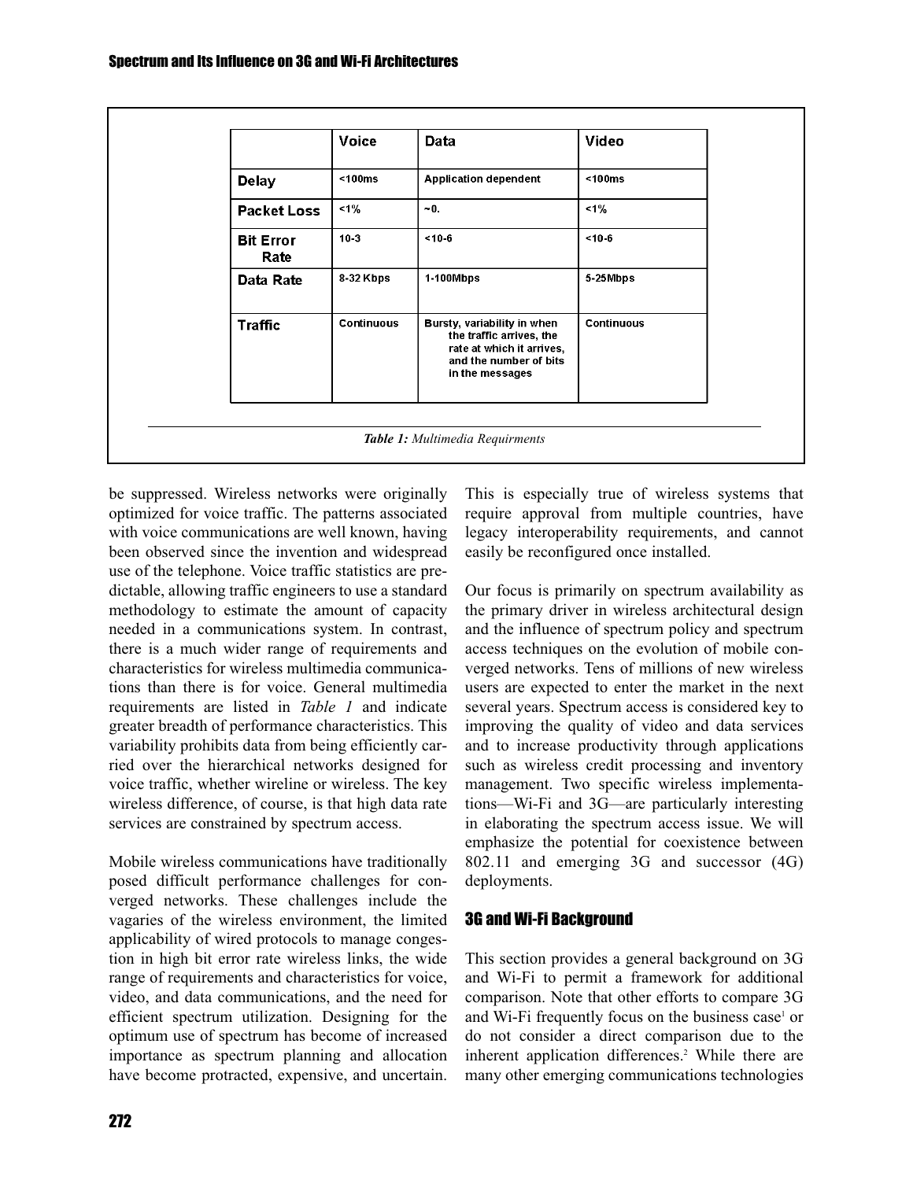|  | Voice | Data | Video |
| --- | --- | --- | --- |
| Delay | <100ms | Application dependent | <100ms |
| Packet Loss | <1% | ~0. | <1% |
| Bit Error Rate | 10-3 | <10-6 | <10-6 |
| Data Rate | 8-32 Kbps | 1-100Mbps | 5-25Mbps |
| Traffic | Continuous | Bursty, variability in when the traffic arrives, the rate at which it arrives, and the number of bits in the messages | Continuous |

***Table 1:*** *Multimedia Requirments*

be suppressed. Wireless networks were originally optimized for voice traffic. The patterns associated with voice communications are well known, having been observed since the invention and widespread use of the telephone. Voice traffic statistics are predictable, allowing traffic engineers to use a standard methodology to estimate the amount of capacity needed in a communications system. In contrast, there is a much wider range of requirements and characteristics for wireless multimedia communications than there is for voice. General multimedia requirements are listed in *Table 1* and indicate greater breadth of performance characteristics. This variability prohibits data from being efficiently carried over the hierarchical networks designed for voice traffic, whether wireline or wireless. The key wireless difference, of course, is that high data rate services are constrained by spectrum access.

Mobile wireless communications have traditionally posed difficult performance challenges for converged networks. These challenges include the vagaries of the wireless environment, the limited applicability of wired protocols to manage congestion in high bit error rate wireless links, the wide range of requirements and characteristics for voice, video, and data communications, and the need for efficient spectrum utilization. Designing for the optimum use of spectrum has become of increased importance as spectrum planning and allocation have become protracted, expensive, and uncertain. This is especially true of wireless systems that require approval from multiple countries, have legacy interoperability requirements, and cannot easily be reconfigured once installed.

Our focus is primarily on spectrum availability as the primary driver in wireless architectural design and the influence of spectrum policy and spectrum access techniques on the evolution of mobile converged networks. Tens of millions of new wireless users are expected to enter the market in the next several years. Spectrum access is considered key to improving the quality of video and data services and to increase productivity through applications such as wireless credit processing and inventory management. Two specific wireless implementations—Wi-Fi and 3G—are particularly interesting in elaborating the spectrum access issue. We will emphasize the potential for coexistence between 802.11 and emerging 3G and successor (4G) deployments.

## 3G and Wi-Fi Background

This section provides a general background on 3G and Wi-Fi to permit a framework for additional comparison. Note that other efforts to compare 3G and Wi-Fi frequently focus on the business case[1] or do not consider a direct comparison due to the inherent application differences.[2] While there are many other emerging communications technologies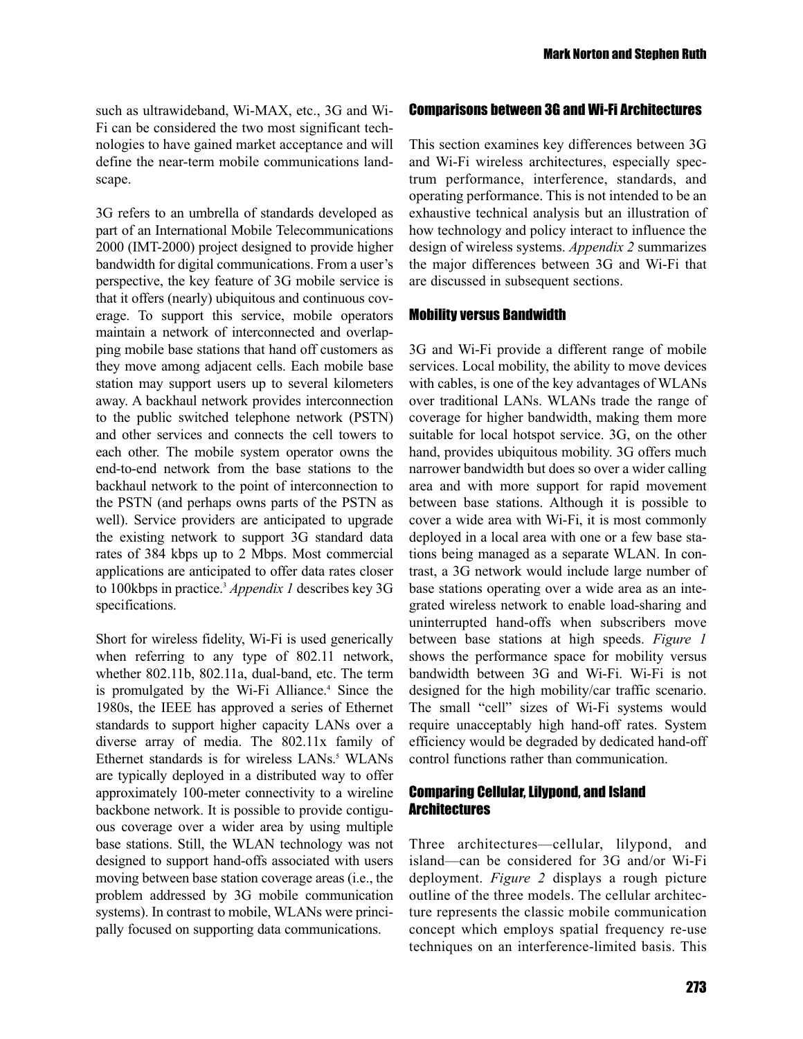such as ultrawideband, Wi-MAX, etc., 3G and Wi-Fi can be considered the two most significant technologies to have gained market acceptance and will define the near-term mobile communications landscape.

3G refers to an umbrella of standards developed as part of an International Mobile Telecommunications 2000 (IMT-2000) project designed to provide higher bandwidth for digital communications. From a user's perspective, the key feature of 3G mobile service is that it offers (nearly) ubiquitous and continuous coverage. To support this service, mobile operators maintain a network of interconnected and overlapping mobile base stations that hand off customers as they move among adjacent cells. Each mobile base station may support users up to several kilometers away. A backhaul network provides interconnection to the public switched telephone network (PSTN) and other services and connects the cell towers to each other. The mobile system operator owns the end-to-end network from the base stations to the backhaul network to the point of interconnection to the PSTN (and perhaps owns parts of the PSTN as well). Service providers are anticipated to upgrade the existing network to support 3G standard data rates of 384 kbps up to 2 Mbps. Most commercial applications are anticipated to offer data rates closer to 100kbps in practice.[3] *Appendix 1* describes key 3G specifications.

Short for wireless fidelity, Wi-Fi is used generically when referring to any type of 802.11 network, whether 802.11b, 802.11a, dual-band, etc. The term is promulgated by the Wi-Fi Alliance.[4] Since the 1980s, the IEEE has approved a series of Ethernet standards to support higher capacity LANs over a diverse array of media. The 802.11x family of Ethernet standards is for wireless LANs.[5] WLANs are typically deployed in a distributed way to offer approximately 100-meter connectivity to a wireline backbone network. It is possible to provide contiguous coverage over a wider area by using multiple base stations. Still, the WLAN technology was not designed to support hand-offs associated with users moving between base station coverage areas (i.e., the problem addressed by 3G mobile communication systems). In contrast to mobile, WLANs were principally focused on supporting data communications.

## Comparisons between 3G and Wi-Fi Architectures

This section examines key differences between 3G and Wi-Fi wireless architectures, especially spectrum performance, interference, standards, and operating performance. This is not intended to be an exhaustive technical analysis but an illustration of how technology and policy interact to influence the design of wireless systems. *Appendix 2* summarizes the major differences between 3G and Wi-Fi that are discussed in subsequent sections.

## Mobility versus Bandwidth

3G and Wi-Fi provide a different range of mobile services. Local mobility, the ability to move devices with cables, is one of the key advantages of WLANs over traditional LANs. WLANs trade the range of coverage for higher bandwidth, making them more suitable for local hotspot service. 3G, on the other hand, provides ubiquitous mobility. 3G offers much narrower bandwidth but does so over a wider calling area and with more support for rapid movement between base stations. Although it is possible to cover a wide area with Wi-Fi, it is most commonly deployed in a local area with one or a few base stations being managed as a separate WLAN. In contrast, a 3G network would include large number of base stations operating over a wide area as an integrated wireless network to enable load-sharing and uninterrupted hand-offs when subscribers move between base stations at high speeds. *Figure 1* shows the performance space for mobility versus bandwidth between 3G and Wi-Fi. Wi-Fi is not designed for the high mobility/car traffic scenario. The small "cell" sizes of Wi-Fi systems would require unacceptably high hand-off rates. System efficiency would be degraded by dedicated hand-off control functions rather than communication.

## Comparing Cellular, Lilypond, and Island Architectures

Three architectures—cellular, lilypond, and island—can be considered for 3G and/or Wi-Fi deployment. *Figure 2* displays a rough picture outline of the three models. The cellular architecture represents the classic mobile communication concept which employs spatial frequency re-use techniques on an interference-limited basis. This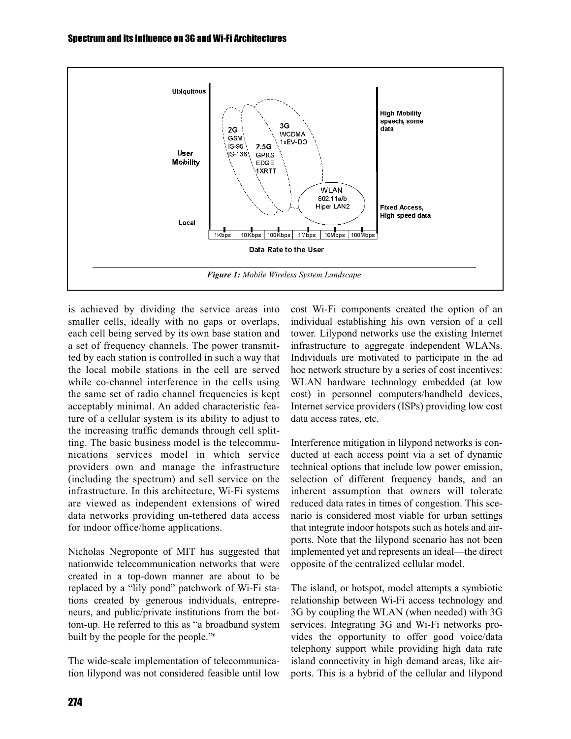**Figure 1:** *Mobile Wireless System Landscape*

is achieved by dividing the service areas into smaller cells, ideally with no gaps or overlaps, each cell being served by its own base station and a set of frequency channels. The power transmitted by each station is controlled in such a way that the local mobile stations in the cell are served while co-channel interference in the cells using the same set of radio channel frequencies is kept acceptably minimal. An added characteristic feature of a cellular system is its ability to adjust to the increasing traffic demands through cell splitting. The basic business model is the telecommunications services model in which service providers own and manage the infrastructure (including the spectrum) and sell service on the infrastructure. In this architecture, Wi-Fi systems are viewed as independent extensions of wired data networks providing un-tethered data access for indoor office/home applications.

Nicholas Negroponte of MIT has suggested that nationwide telecommunication networks that were created in a top-down manner are about to be replaced by a "lily pond" patchwork of Wi-Fi stations created by generous individuals, entrepreneurs, and public/private institutions from the bottom-up. He referred to this as "a broadband system built by the people for the people."[6]

The wide-scale implementation of telecommunication lilypond was not considered feasible until low cost Wi-Fi components created the option of an individual establishing his own version of a cell tower. Lilypond networks use the existing Internet infrastructure to aggregate independent WLANs. Individuals are motivated to participate in the ad hoc network structure by a series of cost incentives: WLAN hardware technology embedded (at low cost) in personnel computers/handheld devices, Internet service providers (ISPs) providing low cost data access rates, etc.

Interference mitigation in lilypond networks is conducted at each access point via a set of dynamic technical options that include low power emission, selection of different frequency bands, and an inherent assumption that owners will tolerate reduced data rates in times of congestion. This scenario is considered most viable for urban settings that integrate indoor hotspots such as hotels and airports. Note that the lilypond scenario has not been implemented yet and represents an ideal—the direct opposite of the centralized cellular model.

The island, or hotspot, model attempts a symbiotic relationship between Wi-Fi access technology and 3G by coupling the WLAN (when needed) with 3G services. Integrating 3G and Wi-Fi networks provides the opportunity to offer good voice/data telephony support while providing high data rate island connectivity in high demand areas, like airports. This is a hybrid of the cellular and lilypond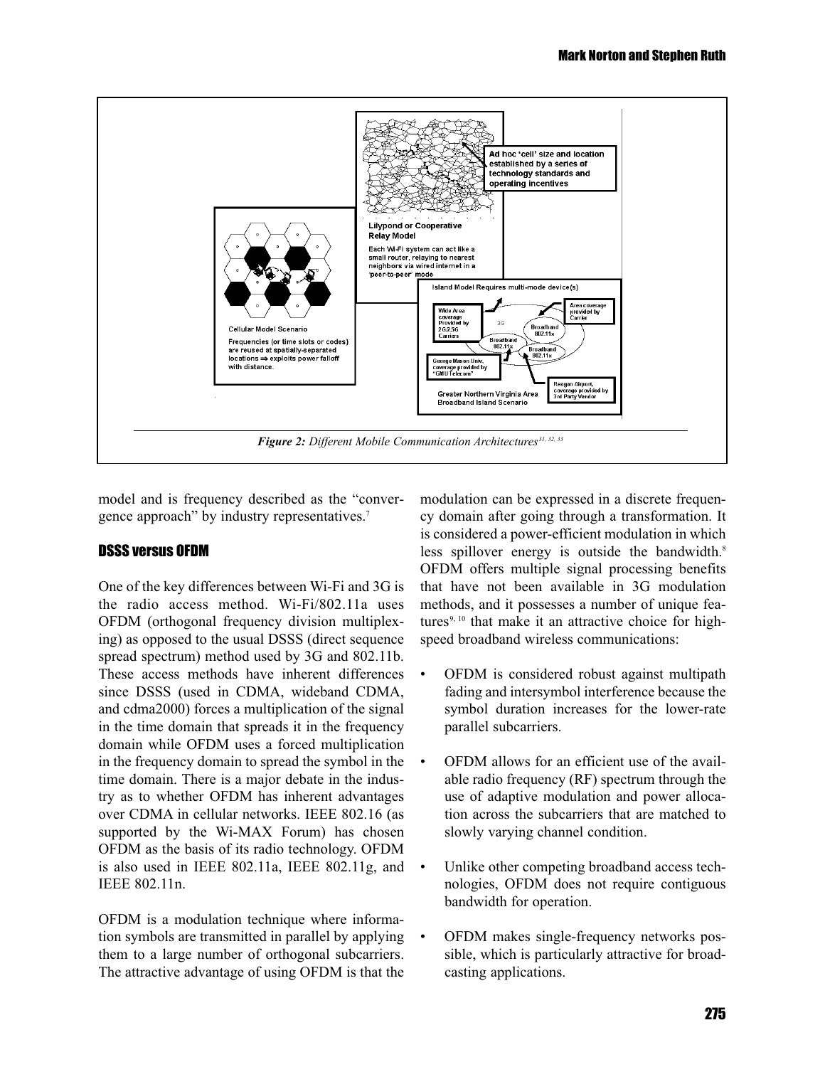*Figure 2: Different Mobile Communication Architectures*[31, 32, 33]

model and is frequency described as the "convergence approach" by industry representatives.[7]

## DSSS versus OFDM

One of the key differences between Wi-Fi and 3G is the radio access method. Wi-Fi/802.11a uses OFDM (orthogonal frequency division multiplexing) as opposed to the usual DSSS (direct sequence spread spectrum) method used by 3G and 802.11b. These access methods have inherent differences since DSSS (used in CDMA, wideband CDMA, and cdma2000) forces a multiplication of the signal in the time domain that spreads it in the frequency domain while OFDM uses a forced multiplication in the frequency domain to spread the symbol in the time domain. There is a major debate in the industry as to whether OFDM has inherent advantages over CDMA in cellular networks. IEEE 802.16 (as supported by the Wi-MAX Forum) has chosen OFDM as the basis of its radio technology. OFDM is also used in IEEE 802.11a, IEEE 802.11g, and IEEE 802.11n.

OFDM is a modulation technique where information symbols are transmitted in parallel by applying them to a large number of orthogonal subcarriers. The attractive advantage of using OFDM is that the modulation can be expressed in a discrete frequency domain after going through a transformation. It is considered a power-efficient modulation in which less spillover energy is outside the bandwidth.[8] OFDM offers multiple signal processing benefits that have not been available in 3G modulation methods, and it possesses a number of unique features[9, 10] that make it an attractive choice for high-speed broadband wireless communications:

- OFDM is considered robust against multipath fading and intersymbol interference because the symbol duration increases for the lower-rate parallel subcarriers.
- OFDM allows for an efficient use of the available radio frequency (RF) spectrum through the use of adaptive modulation and power allocation across the subcarriers that are matched to slowly varying channel condition.
- Unlike other competing broadband access technologies, OFDM does not require contiguous bandwidth for operation.
- OFDM makes single-frequency networks possible, which is particularly attractive for broadcasting applications.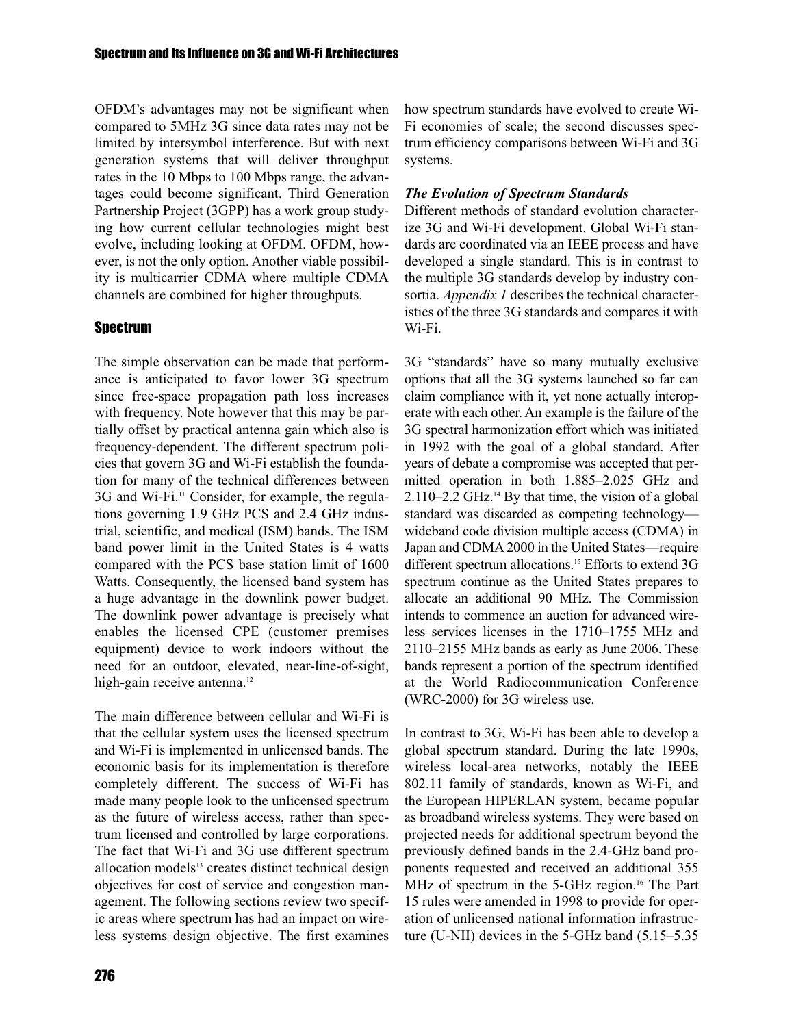OFDM's advantages may not be significant when compared to 5MHz 3G since data rates may not be limited by intersymbol interference. But with next generation systems that will deliver throughput rates in the 10 Mbps to 100 Mbps range, the advantages could become significant. Third Generation Partnership Project (3GPP) has a work group studying how current cellular technologies might best evolve, including looking at OFDM. OFDM, however, is not the only option. Another viable possibility is multicarrier CDMA where multiple CDMA channels are combined for higher throughputs.

## Spectrum

The simple observation can be made that performance is anticipated to favor lower 3G spectrum since free-space propagation path loss increases with frequency. Note however that this may be partially offset by practical antenna gain which also is frequency-dependent. The different spectrum policies that govern 3G and Wi-Fi establish the foundation for many of the technical differences between 3G and Wi-Fi.[11] Consider, for example, the regulations governing 1.9 GHz PCS and 2.4 GHz industrial, scientific, and medical (ISM) bands. The ISM band power limit in the United States is 4 watts compared with the PCS base station limit of 1600 Watts. Consequently, the licensed band system has a huge advantage in the downlink power budget. The downlink power advantage is precisely what enables the licensed CPE (customer premises equipment) device to work indoors without the need for an outdoor, elevated, near-line-of-sight, high-gain receive antenna.[12]

The main difference between cellular and Wi-Fi is that the cellular system uses the licensed spectrum and Wi-Fi is implemented in unlicensed bands. The economic basis for its implementation is therefore completely different. The success of Wi-Fi has made many people look to the unlicensed spectrum as the future of wireless access, rather than spectrum licensed and controlled by large corporations. The fact that Wi-Fi and 3G use different spectrum allocation models[13] creates distinct technical design objectives for cost of service and congestion management. The following sections review two specific areas where spectrum has had an impact on wireless systems design objective. The first examines how spectrum standards have evolved to create Wi-Fi economies of scale; the second discusses spectrum efficiency comparisons between Wi-Fi and 3G systems.

### *The Evolution of Spectrum Standards*

Different methods of standard evolution characterize 3G and Wi-Fi development. Global Wi-Fi standards are coordinated via an IEEE process and have developed a single standard. This is in contrast to the multiple 3G standards develop by industry consortia. *Appendix 1* describes the technical characteristics of the three 3G standards and compares it with Wi-Fi.

3G "standards" have so many mutually exclusive options that all the 3G systems launched so far can claim compliance with it, yet none actually interoperate with each other. An example is the failure of the 3G spectral harmonization effort which was initiated in 1992 with the goal of a global standard. After years of debate a compromise was accepted that permitted operation in both 1.885–2.025 GHz and 2.110–2.2 GHz.[14] By that time, the vision of a global standard was discarded as competing technology—wideband code division multiple access (CDMA) in Japan and CDMA 2000 in the United States—require different spectrum allocations.[15] Efforts to extend 3G spectrum continue as the United States prepares to allocate an additional 90 MHz. The Commission intends to commence an auction for advanced wireless services licenses in the 1710–1755 MHz and 2110–2155 MHz bands as early as June 2006. These bands represent a portion of the spectrum identified at the World Radiocommunication Conference (WRC-2000) for 3G wireless use.

In contrast to 3G, Wi-Fi has been able to develop a global spectrum standard. During the late 1990s, wireless local-area networks, notably the IEEE 802.11 family of standards, known as Wi-Fi, and the European HIPERLAN system, became popular as broadband wireless systems. They were based on projected needs for additional spectrum beyond the previously defined bands in the 2.4-GHz band proponents requested and received an additional 355 MHz of spectrum in the 5-GHz region.[16] The Part 15 rules were amended in 1998 to provide for operation of unlicensed national information infrastructure (U-NII) devices in the 5-GHz band (5.15–5.35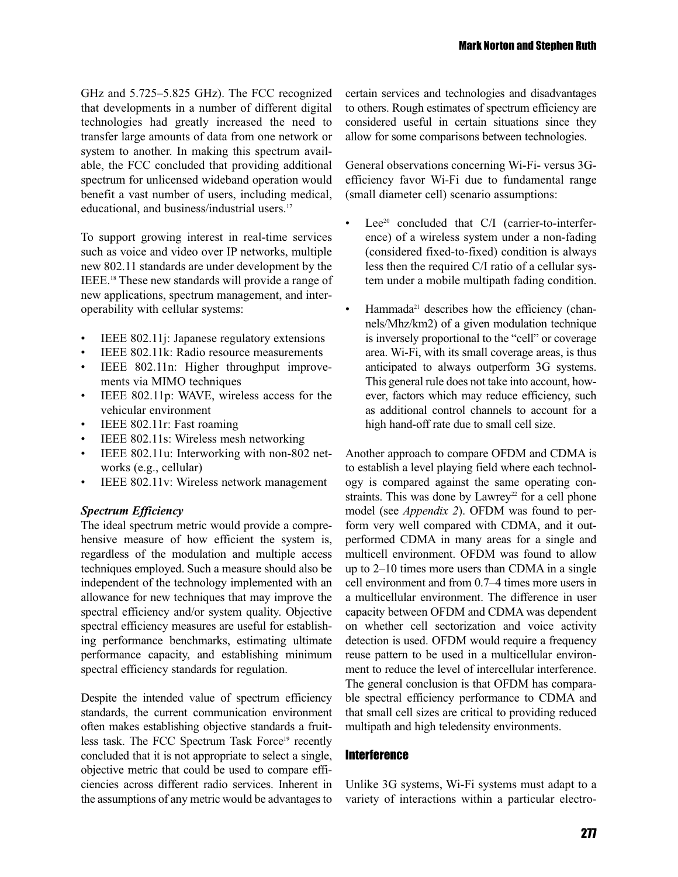GHz and 5.725–5.825 GHz). The FCC recognized that developments in a number of different digital technologies had greatly increased the need to transfer large amounts of data from one network or system to another. In making this spectrum available, the FCC concluded that providing additional spectrum for unlicensed wideband operation would benefit a vast number of users, including medical, educational, and business/industrial users.[17]

To support growing interest in real-time services such as voice and video over IP networks, multiple new 802.11 standards are under development by the IEEE.[18] These new standards will provide a range of new applications, spectrum management, and interoperability with cellular systems:

- IEEE 802.11j: Japanese regulatory extensions
- IEEE 802.11k: Radio resource measurements
- IEEE 802.11n: Higher throughput improvements via MIMO techniques
- IEEE 802.11p: WAVE, wireless access for the vehicular environment
- IEEE 802.11r: Fast roaming
- IEEE 802.11s: Wireless mesh networking
- IEEE 802.11u: Interworking with non-802 networks (e.g., cellular)
- IEEE 802.11v: Wireless network management

***Spectrum Efficiency***

The ideal spectrum metric would provide a comprehensive measure of how efficient the system is, regardless of the modulation and multiple access techniques employed. Such a measure should also be independent of the technology implemented with an allowance for new techniques that may improve the spectral efficiency and/or system quality. Objective spectral efficiency measures are useful for establishing performance benchmarks, estimating ultimate performance capacity, and establishing minimum spectral efficiency standards for regulation.

Despite the intended value of spectrum efficiency standards, the current communication environment often makes establishing objective standards a fruitless task. The FCC Spectrum Task Force[19] recently concluded that it is not appropriate to select a single, objective metric that could be used to compare efficiencies across different radio services. Inherent in the assumptions of any metric would be advantages to certain services and technologies and disadvantages to others. Rough estimates of spectrum efficiency are considered useful in certain situations since they allow for some comparisons between technologies.

General observations concerning Wi-Fi- versus 3G-efficiency favor Wi-Fi due to fundamental range (small diameter cell) scenario assumptions:

- Lee[20] concluded that C/I (carrier-to-interference) of a wireless system under a non-fading (considered fixed-to-fixed) condition is always less then the required C/I ratio of a cellular system under a mobile multipath fading condition.
- Hammada[21] describes how the efficiency (channels/Mhz/km2) of a given modulation technique is inversely proportional to the "cell" or coverage area. Wi-Fi, with its small coverage areas, is thus anticipated to always outperform 3G systems. This general rule does not take into account, however, factors which may reduce efficiency, such as additional control channels to account for a high hand-off rate due to small cell size.

Another approach to compare OFDM and CDMA is to establish a level playing field where each technology is compared against the same operating constraints. This was done by Lawrey[22] for a cell phone model (see *Appendix 2*). OFDM was found to perform very well compared with CDMA, and it outperformed CDMA in many areas for a single and multicell environment. OFDM was found to allow up to 2–10 times more users than CDMA in a single cell environment and from 0.7–4 times more users in a multicellular environment. The difference in user capacity between OFDM and CDMA was dependent on whether cell sectorization and voice activity detection is used. OFDM would require a frequency reuse pattern to be used in a multicellular environment to reduce the level of intercellular interference. The general conclusion is that OFDM has comparable spectral efficiency performance to CDMA and that small cell sizes are critical to providing reduced multipath and high teledensity environments.

## Interference

Unlike 3G systems, Wi-Fi systems must adapt to a variety of interactions within a particular electro-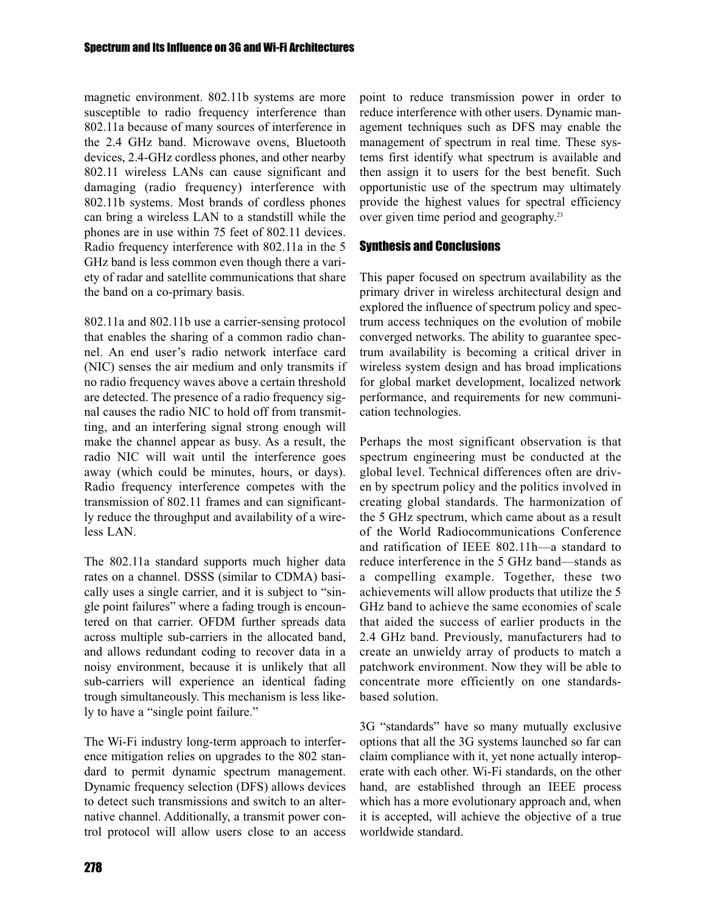magnetic environment. 802.11b systems are more susceptible to radio frequency interference than 802.11a because of many sources of interference in the 2.4 GHz band. Microwave ovens, Bluetooth devices, 2.4-GHz cordless phones, and other nearby 802.11 wireless LANs can cause significant and damaging (radio frequency) interference with 802.11b systems. Most brands of cordless phones can bring a wireless LAN to a standstill while the phones are in use within 75 feet of 802.11 devices. Radio frequency interference with 802.11a in the 5 GHz band is less common even though there a variety of radar and satellite communications that share the band on a co-primary basis.

802.11a and 802.11b use a carrier-sensing protocol that enables the sharing of a common radio channel. An end user's radio network interface card (NIC) senses the air medium and only transmits if no radio frequency waves above a certain threshold are detected. The presence of a radio frequency signal causes the radio NIC to hold off from transmitting, and an interfering signal strong enough will make the channel appear as busy. As a result, the radio NIC will wait until the interference goes away (which could be minutes, hours, or days). Radio frequency interference competes with the transmission of 802.11 frames and can significantly reduce the throughput and availability of a wireless LAN.

The 802.11a standard supports much higher data rates on a channel. DSSS (similar to CDMA) basically uses a single carrier, and it is subject to "single point failures" where a fading trough is encountered on that carrier. OFDM further spreads data across multiple sub-carriers in the allocated band, and allows redundant coding to recover data in a noisy environment, because it is unlikely that all sub-carriers will experience an identical fading trough simultaneously. This mechanism is less likely to have a "single point failure."

The Wi-Fi industry long-term approach to interference mitigation relies on upgrades to the 802 standard to permit dynamic spectrum management. Dynamic frequency selection (DFS) allows devices to detect such transmissions and switch to an alternative channel. Additionally, a transmit power control protocol will allow users close to an access point to reduce transmission power in order to reduce interference with other users. Dynamic management techniques such as DFS may enable the management of spectrum in real time. These systems first identify what spectrum is available and then assign it to users for the best benefit. Such opportunistic use of the spectrum may ultimately provide the highest values for spectral efficiency over given time period and geography.[23]

## Synthesis and Conclusions

This paper focused on spectrum availability as the primary driver in wireless architectural design and explored the influence of spectrum policy and spectrum access techniques on the evolution of mobile converged networks. The ability to guarantee spectrum availability is becoming a critical driver in wireless system design and has broad implications for global market development, localized network performance, and requirements for new communication technologies.

Perhaps the most significant observation is that spectrum engineering must be conducted at the global level. Technical differences often are driven by spectrum policy and the politics involved in creating global standards. The harmonization of the 5 GHz spectrum, which came about as a result of the World Radiocommunications Conference and ratification of IEEE 802.11h—a standard to reduce interference in the 5 GHz band—stands as a compelling example. Together, these two achievements will allow products that utilize the 5 GHz band to achieve the same economies of scale that aided the success of earlier products in the 2.4 GHz band. Previously, manufacturers had to create an unwieldy array of products to match a patchwork environment. Now they will be able to concentrate more efficiently on one standards-based solution.

3G "standards" have so many mutually exclusive options that all the 3G systems launched so far can claim compliance with it, yet none actually interoperate with each other. Wi-Fi standards, on the other hand, are established through an IEEE process which has a more evolutionary approach and, when it is accepted, will achieve the objective of a true worldwide standard.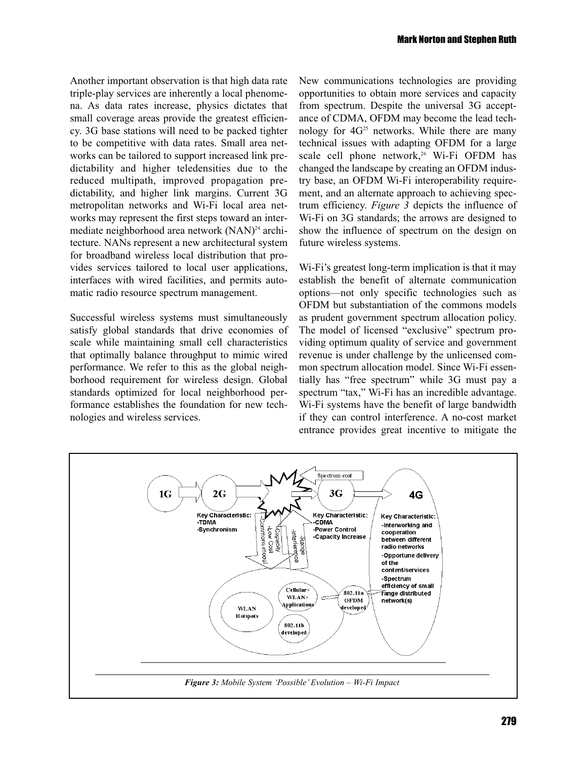Another important observation is that high data rate triple-play services are inherently a local phenomena. As data rates increase, physics dictates that small coverage areas provide the greatest efficiency. 3G base stations will need to be packed tighter to be competitive with data rates. Small area networks can be tailored to support increased link predictability and higher teledensities due to the reduced multipath, improved propagation predictability, and higher link margins. Current 3G metropolitan networks and Wi-Fi local area networks may represent the first steps toward an intermediate neighborhood area network (NAN)[24] architecture. NANs represent a new architectural system for broadband wireless local distribution that provides services tailored to local user applications, interfaces with wired facilities, and permits automatic radio resource spectrum management.

Successful wireless systems must simultaneously satisfy global standards that drive economies of scale while maintaining small cell characteristics that optimally balance throughput to mimic wired performance. We refer to this as the global neighborhood requirement for wireless design. Global standards optimized for local neighborhood performance establishes the foundation for new technologies and wireless services.

New communications technologies are providing opportunities to obtain more services and capacity from spectrum. Despite the universal 3G acceptance of CDMA, OFDM may become the lead technology for 4G[25] networks. While there are many technical issues with adapting OFDM for a large scale cell phone network,[26] Wi-Fi OFDM has changed the landscape by creating an OFDM industry base, an OFDM Wi-Fi interoperability requirement, and an alternate approach to achieving spectrum efficiency. *Figure 3* depicts the influence of Wi-Fi on 3G standards; the arrows are designed to show the influence of spectrum on the design on future wireless systems.

Wi-Fi's greatest long-term implication is that it may establish the benefit of alternate communication options—not only specific technologies such as OFDM but substantiation of the commons models as prudent government spectrum allocation policy. The model of licensed "exclusive" spectrum providing optimum quality of service and government revenue is under challenge by the unlicensed common spectrum allocation model. Since Wi-Fi essentially has "free spectrum" while 3G must pay a spectrum "tax," Wi-Fi has an incredible advantage. Wi-Fi systems have the benefit of large bandwidth if they can control interference. A no-cost market entrance provides great incentive to mitigate the

*Figure 3: Mobile System 'Possible' Evolution – Wi-Fi Impact*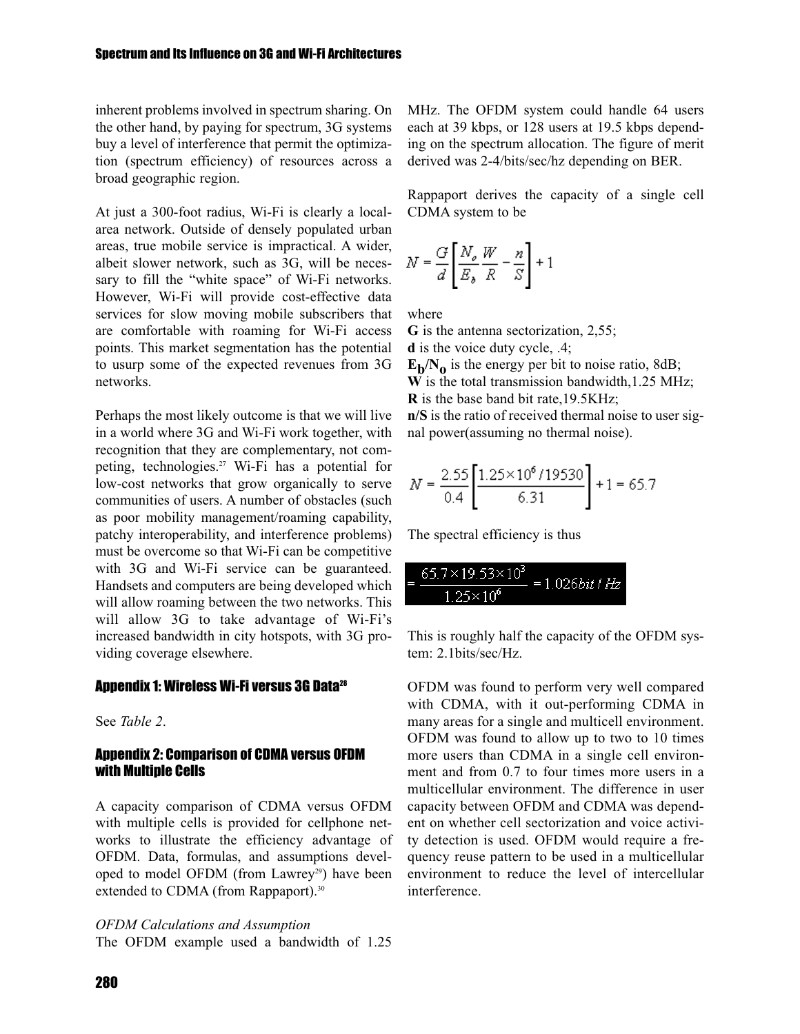inherent problems involved in spectrum sharing. On the other hand, by paying for spectrum, 3G systems buy a level of interference that permit the optimization (spectrum efficiency) of resources across a broad geographic region.

At just a 300-foot radius, Wi-Fi is clearly a local-area network. Outside of densely populated urban areas, true mobile service is impractical. A wider, albeit slower network, such as 3G, will be necessary to fill the "white space" of Wi-Fi networks. However, Wi-Fi will provide cost-effective data services for slow moving mobile subscribers that are comfortable with roaming for Wi-Fi access points. This market segmentation has the potential to usurp some of the expected revenues from 3G networks.

Perhaps the most likely outcome is that we will live in a world where 3G and Wi-Fi work together, with recognition that they are complementary, not competing, technologies.[27] Wi-Fi has a potential for low-cost networks that grow organically to serve communities of users. A number of obstacles (such as poor mobility management/roaming capability, patchy interoperability, and interference problems) must be overcome so that Wi-Fi can be competitive with 3G and Wi-Fi service can be guaranteed. Handsets and computers are being developed which will allow roaming between the two networks. This will allow 3G to take advantage of Wi-Fi's increased bandwidth in city hotspots, with 3G providing coverage elsewhere.

## Appendix 1: Wireless Wi-Fi versus 3G Data[28]

See *Table 2*.

## Appendix 2: Comparison of CDMA versus OFDM with Multiple Cells

A capacity comparison of CDMA versus OFDM with multiple cells is provided for cellphone networks to illustrate the efficiency advantage of OFDM. Data, formulas, and assumptions developed to model OFDM (from Lawrey[29]) have been extended to CDMA (from Rappaport).[30]

*OFDM Calculations and Assumption*

The OFDM example used a bandwidth of 1.25 MHz. The OFDM system could handle 64 users each at 39 kbps, or 128 users at 19.5 kbps depending on the spectrum allocation. The figure of merit derived was 2-4/bits/sec/hz depending on BER.

Rappaport derives the capacity of a single cell CDMA system to be

$$N = \frac{G}{d}\left[\frac{N_o}{E_b}\frac{W}{R} - \frac{n}{S}\right] + 1$$

where

**G** is the antenna sectorization, 2,55;

**d** is the voice duty cycle, .4;

**$E_b/N_0$** is the energy per bit to noise ratio, 8dB;

**W** is the total transmission bandwidth,1.25 MHz;

**R** is the base band bit rate,19.5KHz;

**n/S** is the ratio of received thermal noise to user signal power(assuming no thermal noise).

$$N = \frac{2.55}{0.4}\left[\frac{1.25\times10^6/19530}{6.31}\right] + 1 = 65.7$$

The spectral efficiency is thus

$$= \frac{65.7\times19.53\times10^3}{1.25\times10^6} = 1.026 bit/Hz$$

This is roughly half the capacity of the OFDM system: 2.1bits/sec/Hz.

OFDM was found to perform very well compared with CDMA, with it out-performing CDMA in many areas for a single and multicell environment. OFDM was found to allow up to two to 10 times more users than CDMA in a single cell environment and from 0.7 to four times more users in a multicellular environment. The difference in user capacity between OFDM and CDMA was dependent on whether cell sectorization and voice activity detection is used. OFDM would require a frequency reuse pattern to be used in a multicellular environment to reduce the level of intercellular interference.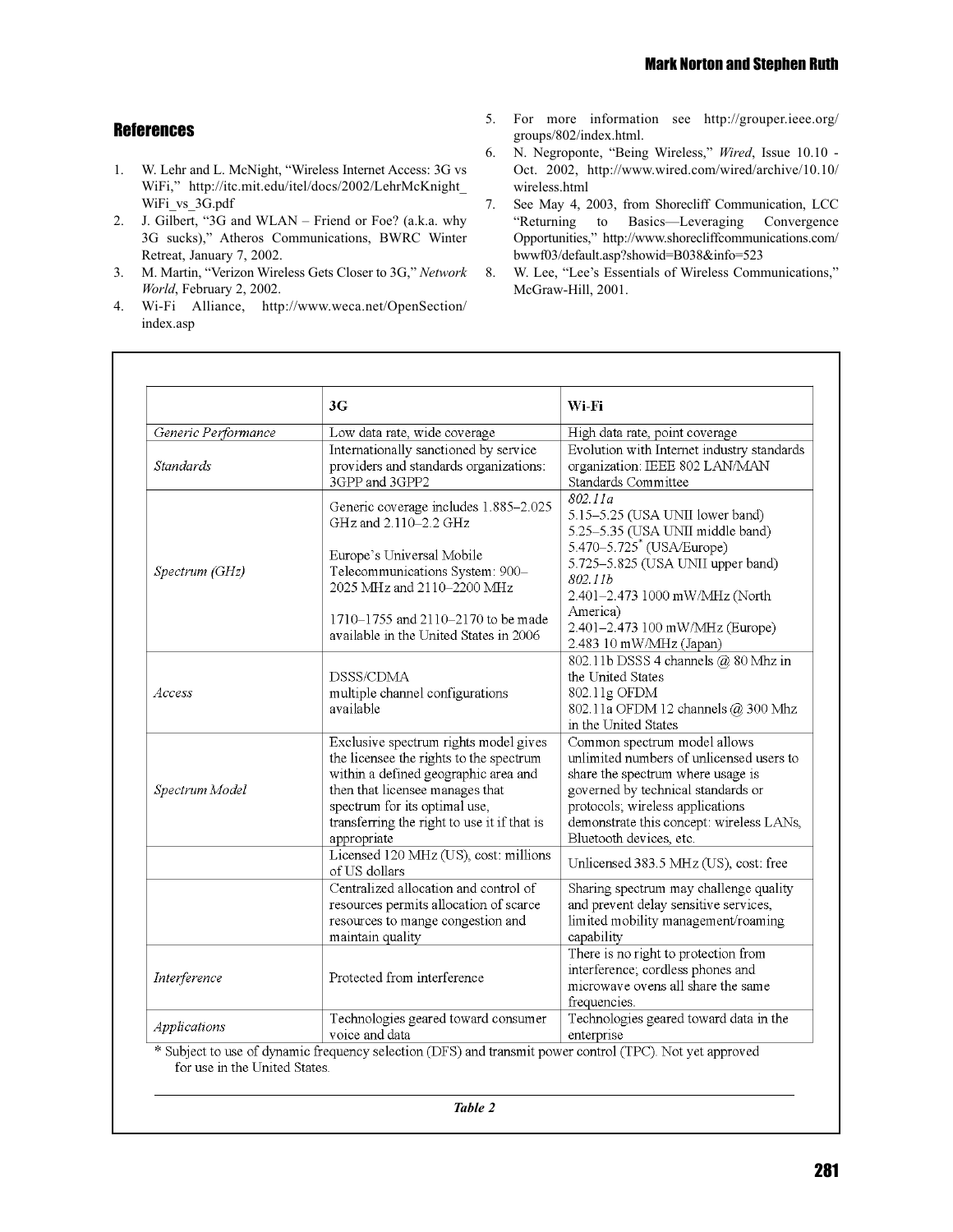## References

1. W. Lehr and L. McNight, “Wireless Internet Access: 3G vs WiFi,” http://itc.mit.edu/itel/docs/2002/LehrMcKnight_WiFi_vs_3G.pdf
2. J. Gilbert, “3G and WLAN – Friend or Foe? (a.k.a. why 3G sucks),” Atheros Communications, BWRC Winter Retreat, January 7, 2002.
3. M. Martin, “Verizon Wireless Gets Closer to 3G,” *Network World*, February 2, 2002.
4. Wi-Fi Alliance, http://www.weca.net/OpenSection/index.asp
5. For more information see http://grouper.ieee.org/groups/802/index.html.
6. N. Negroponte, “Being Wireless,” *Wired*, Issue 10.10 - Oct. 2002, http://www.wired.com/wired/archive/10.10/wireless.html
7. See May 4, 2003, from Shorecliff Communication, LCC “Returning to Basics—Leveraging Convergence Opportunities,” http://www.shorecliffcommunications.com/bwwf03/default.asp?showid=B038&info=523
8. W. Lee, “Lee’s Essentials of Wireless Communications,” McGraw-Hill, 2001.

| | 3G | Wi-Fi |
|---|---|---|
| *Generic Performance* | Low data rate, wide coverage | High data rate, point coverage |
| *Standards* | Internationally sanctioned by service providers and standards organizations: 3GPP and 3GPP2 | Evolution with Internet industry standards organization: IEEE 802 LAN/MAN Standards Committee |
| *Spectrum (GHz)* | Generic coverage includes 1.885–2.025 GHz and 2.110–2.2 GHz<br><br>Europe’s Universal Mobile Telecommunications System: 900–2025 MHz and 2110–2200 MHz<br><br>1710–1755 and 2110–2170 to be made available in the United States in 2006 | *802.11a*<br>5.15–5.25 (USA UNII lower band)<br>5.25–5.35 (USA UNII middle band)<br>5.470–5.725* (USA/Europe)<br>5.725–5.825 (USA UNII upper band)<br>*802.11b*<br>2.401–2.473 1000 mW/MHz (North America)<br>2.401–2.473 100 mW/MHz (Europe)<br>2.483 10 mW/MHz (Japan) |
| *Access* | DSSS/CDMA<br>multiple channel configurations available | 802.11b DSSS 4 channels @ 80 Mhz in the United States<br>802.11g OFDM<br>802.11a OFDM 12 channels @ 300 Mhz in the United States |
| *Spectrum Model* | Exclusive spectrum rights model gives the licensee the rights to the spectrum within a defined geographic area and then that licensee manages that spectrum for its optimal use, transferring the right to use it if that is appropriate | Common spectrum model allows unlimited numbers of unlicensed users to share the spectrum where usage is governed by technical standards or protocols; wireless applications demonstrate this concept: wireless LANs, Bluetooth devices, etc. |
| | Licensed 120 MHz (US), cost: millions of US dollars | Unlicensed 383.5 MHz (US), cost: free |
| | Centralized allocation and control of resources permits allocation of scarce resources to mange congestion and maintain quality | Sharing spectrum may challenge quality and prevent delay sensitive services, limited mobility management/roaming capability |
| *Interference* | Protected from interference | There is no right to protection from interference; cordless phones and microwave ovens all share the same frequencies. |
| *Applications* | Technologies geared toward consumer voice and data | Technologies geared toward data in the enterprise |

\* Subject to use of dynamic frequency selection (DFS) and transmit power control (TPC). Not yet approved for use in the United States.

***Table 2***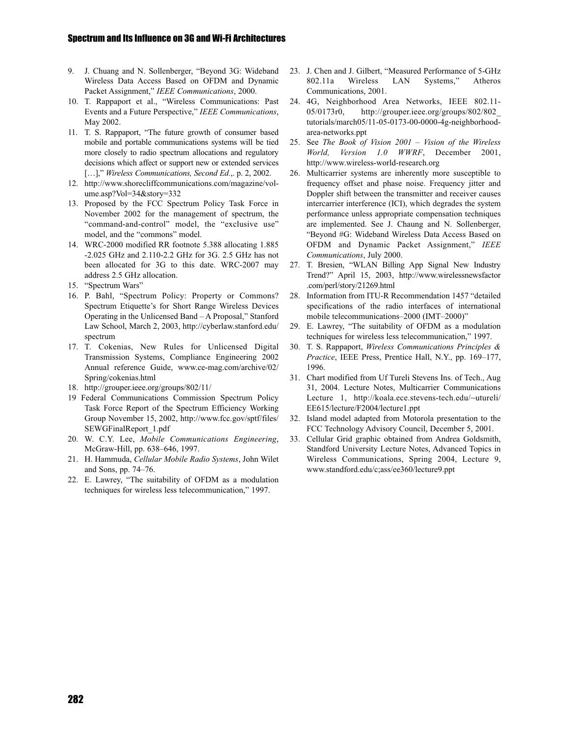9. J. Chuang and N. Sollenberger, "Beyond 3G: Wideband Wireless Data Access Based on OFDM and Dynamic Packet Assignment," *IEEE Communications*, 2000.
10. T. Rappaport et al., "Wireless Communications: Past Events and a Future Perspective," *IEEE Communications*, May 2002.
11. T. S. Rappaport, "The future growth of consumer based mobile and portable communications systems will be tied more closely to radio spectrum allocations and regulatory decisions which affect or support new or extended services […]," *Wireless Communications, Second Ed.*,. p. 2, 2002.
12. http://www.shorecliffcommunications.com/magazine/volume.asp?Vol=34&story=332
13. Proposed by the FCC Spectrum Policy Task Force in November 2002 for the management of spectrum, the "command-and-control" model, the "exclusive use" model, and the "commons" model.
14. WRC-2000 modified RR footnote 5.388 allocating 1.885 -2.025 GHz and 2.110-2.2 GHz for 3G. 2.5 GHz has not been allocated for 3G to this date. WRC-2007 may address 2.5 GHz allocation.
15. "Spectrum Wars"
16. P. Bahl, "Spectrum Policy: Property or Commons? Spectrum Etiquette's for Short Range Wireless Devices Operating in the Unlicensed Band – A Proposal," Stanford Law School, March 2, 2003, http://cyberlaw.stanford.edu/spectrum
17. T. Cokenias, New Rules for Unlicensed Digital Transmission Systems, Compliance Engineering 2002 Annual reference Guide, www.ce-mag.com/archive/02/Spring/cokenias.html
18. http://grouper.ieee.org/groups/802/11/
19. Federal Communications Commission Spectrum Policy Task Force Report of the Spectrum Efficiency Working Group November 15, 2002, http://www.fcc.gov/sptf/files/SEWGFinalReport_1.pdf
20. W. C.Y. Lee, *Mobile Communications Engineering*, McGraw-Hill, pp. 638–646, 1997.
21. H. Hammuda, *Cellular Mobile Radio Systems*, John Wilet and Sons, pp. 74–76.
22. E. Lawrey, "The suitability of OFDM as a modulation techniques for wireless less telecommunication," 1997.
23. J. Chen and J. Gilbert, "Measured Performance of 5-GHz 802.11a Wireless LAN Systems," Atheros Communications, 2001.
24. 4G, Neighborhood Area Networks, IEEE 802.11-05/0173r0, http://grouper.ieee.org/groups/802/802_tutorials/march05/11-05-0173-00-0000-4g-neighborhood-area-networks.ppt
25. See *The Book of Vision 2001 – Vision of the Wireless World, Version 1.0 WWRF*, December 2001, http://www.wireless-world-research.org
26. Multicarrier systems are inherently more susceptible to frequency offset and phase noise. Frequency jitter and Doppler shift between the transmitter and receiver causes intercarrier interference (ICI), which degrades the system performance unless appropriate compensation techniques are implemented. See J. Chaung and N. Sollenberger, "Beyond #G: Wideband Wireless Data Access Based on OFDM and Dynamic Packet Assignment," *IEEE Communications*, July 2000.
27. T. Bresien, "WLAN Billing App Signal New Industry Trend?" April 15, 2003, http://www.wirelessnewsfactor.com/perl/story/21269.html
28. Information from ITU-R Recommendation 1457 "detailed specifications of the radio interfaces of international mobile telecommunications–2000 (IMT–2000)"
29. E. Lawrey, "The suitability of OFDM as a modulation techniques for wireless less telecommunication," 1997.
30. T. S. Rappaport, *Wireless Communications Principles & Practice*, IEEE Press, Prentice Hall, N.Y., pp. 169–177, 1996.
31. Chart modified from Uf Tureli Stevens Ins. of Tech., Aug 31, 2004. Lecture Notes, Multicarrier Communications Lecture 1, http://koala.ece.stevens-tech.edu/~utureli/EE615/lecture/F2004/lecture1.ppt
32. Island model adapted from Motorola presentation to the FCC Technology Advisory Council, December 5, 2001.
33. Cellular Grid graphic obtained from Andrea Goldsmith, Standford University Lecture Notes, Advanced Topics in Wireless Communications, Spring 2004, Lecture 9, www.standford.edu/c;ass/ee360/lecture9.ppt